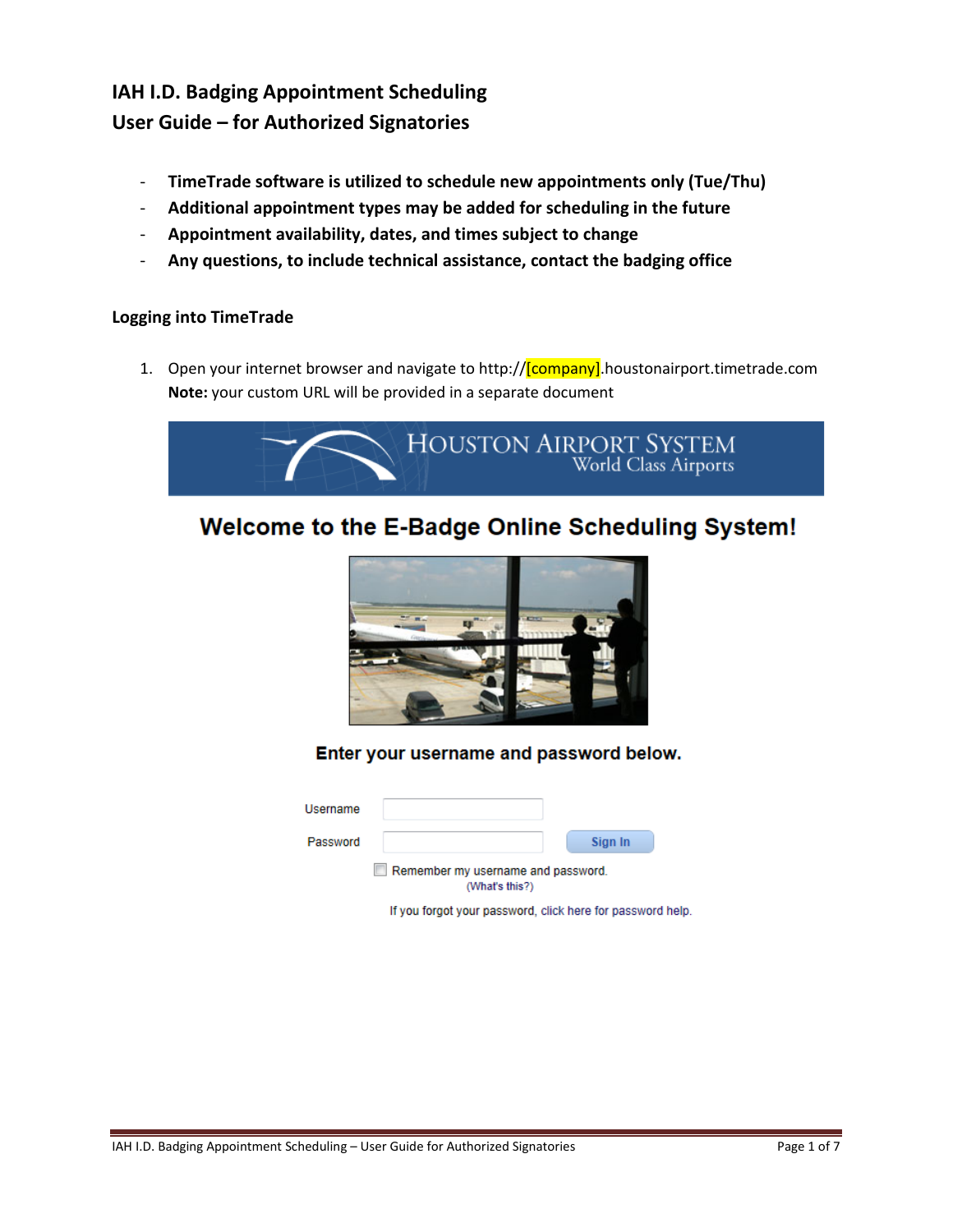# IAH I.D. Badging Appointment Scheduling
# User Guide – for Authorized Signatories

- **TimeTrade software is utilized to schedule new appointments only (Tue/Thu)**
- **Additional appointment types may be added for scheduling in the future**
- **Appointment availability, dates, and times subject to change**
- **Any questions, to include technical assistance, contact the badging office**

## Logging into TimeTrade

1. Open your internet browser and navigate to http://[company].houstonairport.timetrade.com
   **Note:** your custom URL will be provided in a separate document

HOUSTON AIRPORT SYSTEM
World Class Airports

**Welcome to the E-Badge Online Scheduling System!**

**Enter your username and password below.**

Username

Password

Sign In

Remember my username and password.
(What's this?)

If you forgot your password, click here for password help.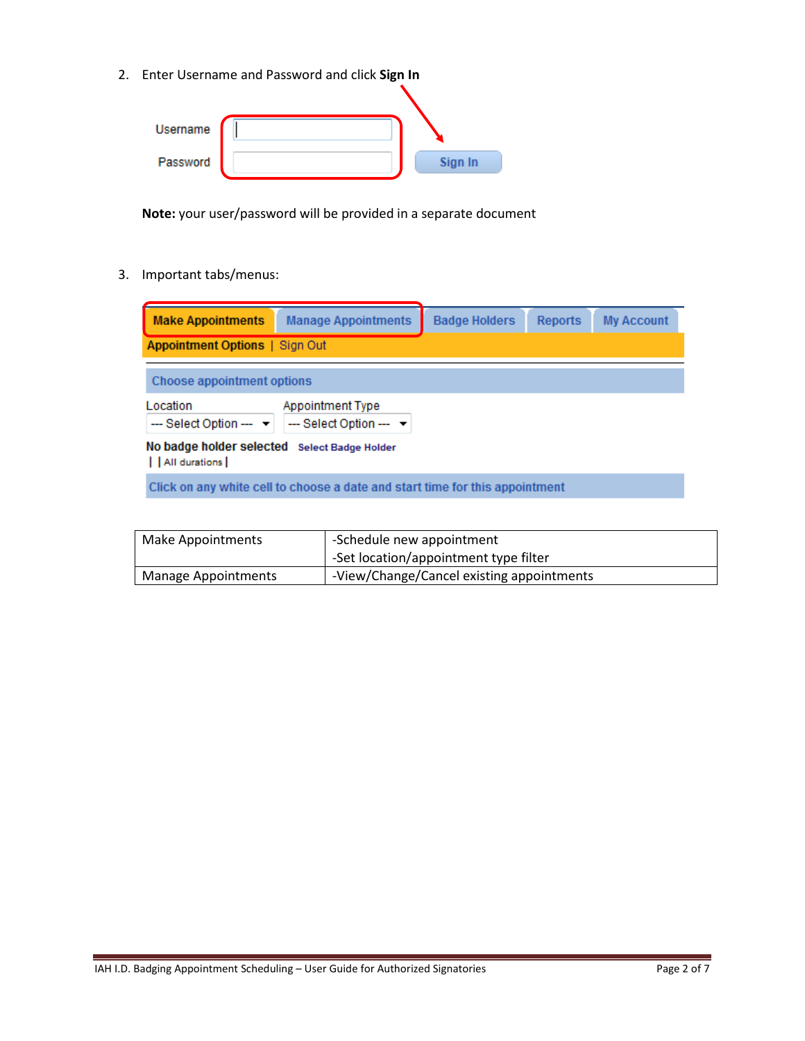2. Enter Username and Password and click **Sign In**

   Username
   
   Password
   
   Sign In

   **Note:** your user/password will be provided in a separate document

3. Important tabs/menus:

   Make Appointments | Manage Appointments | Badge Holders | Reports | My Account

   Appointment Options | Sign Out

   Choose appointment options

   Location: --- Select Option ---
   
   Appointment Type: --- Select Option ---

   No badge holder selected   Select Badge Holder

   | | All durations |

   Click on any white cell to choose a date and start time for this appointment

| Make Appointments | -Schedule new appointment<br>-Set location/appointment type filter |
|---|---|
| Manage Appointments | -View/Change/Cancel existing appointments |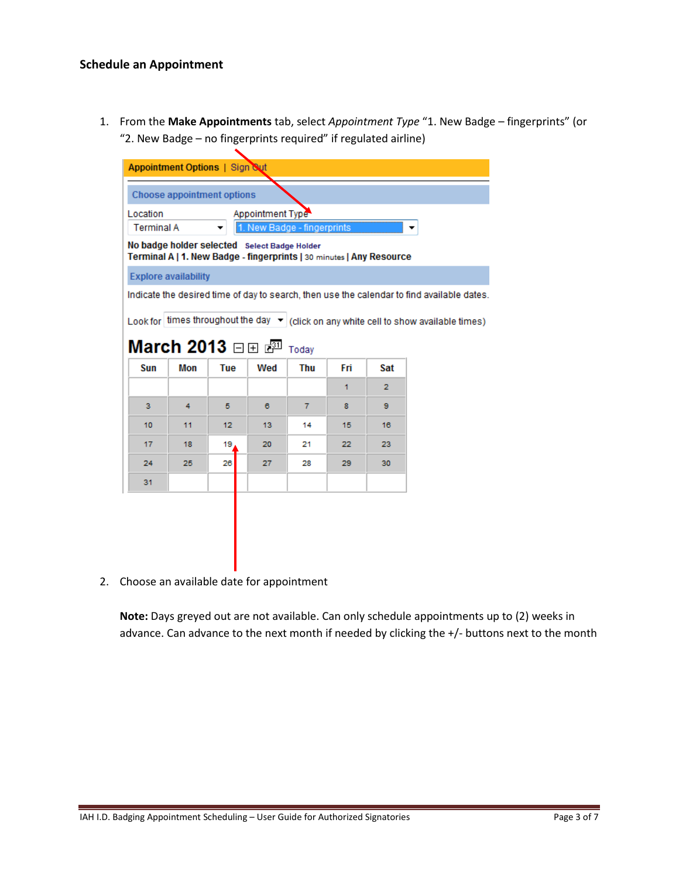**Schedule an Appointment**

1. From the **Make Appointments** tab, select *Appointment Type* "1. New Badge – fingerprints" (or "2. New Badge – no fingerprints required" if regulated airline)

2. Choose an available date for appointment

   **Note:** Days greyed out are not available. Can only schedule appointments up to (2) weeks in advance. Can advance to the next month if needed by clicking the +/- buttons next to the month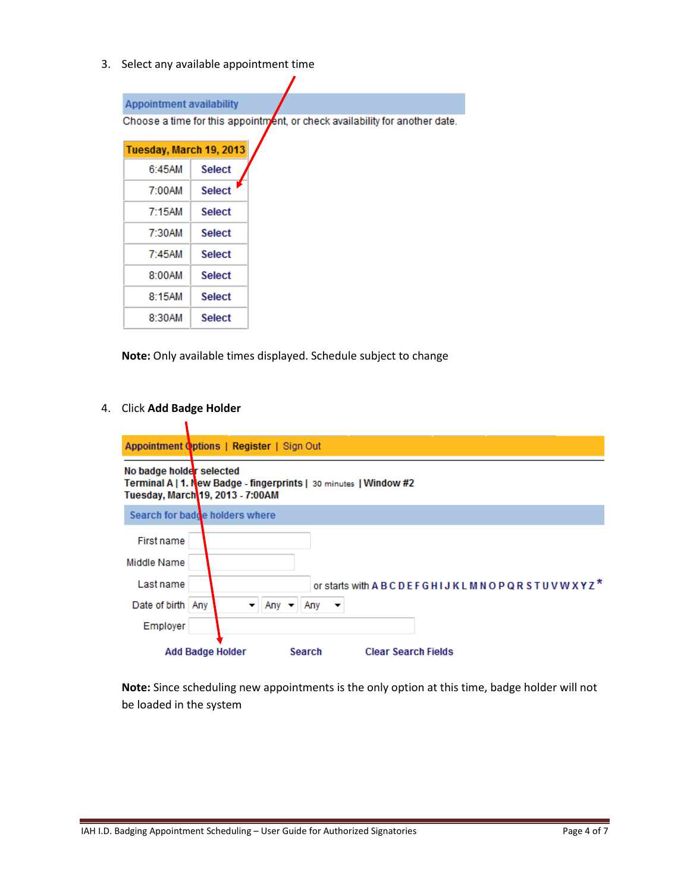3. Select any available appointment time

**Appointment availability**

Choose a time for this appointment, or check availability for another date.

| Tuesday, March 19, 2013 | |
|---|---|
| 6:45AM | Select |
| 7:00AM | Select |
| 7:15AM | Select |
| 7:30AM | Select |
| 7:45AM | Select |
| 8:00AM | Select |
| 8:15AM | Select |
| 8:30AM | Select |

**Note:** Only available times displayed. Schedule subject to change

4. Click **Add Badge Holder**

Appointment Options | Register | Sign Out

No badge holder selected
Terminal A | 1. New Badge - fingerprints | 30 minutes | Window #2
Tuesday, March 19, 2013 - 7:00AM

**Search for badge holders where**

First name
Middle Name
Last name — or starts with A B C D E F G H I J K L M N O P Q R S T U V W X Y Z *
Date of birth — Any / Any / Any
Employer

Add Badge Holder    Search    Clear Search Fields

**Note:** Since scheduling new appointments is the only option at this time, badge holder will not be loaded in the system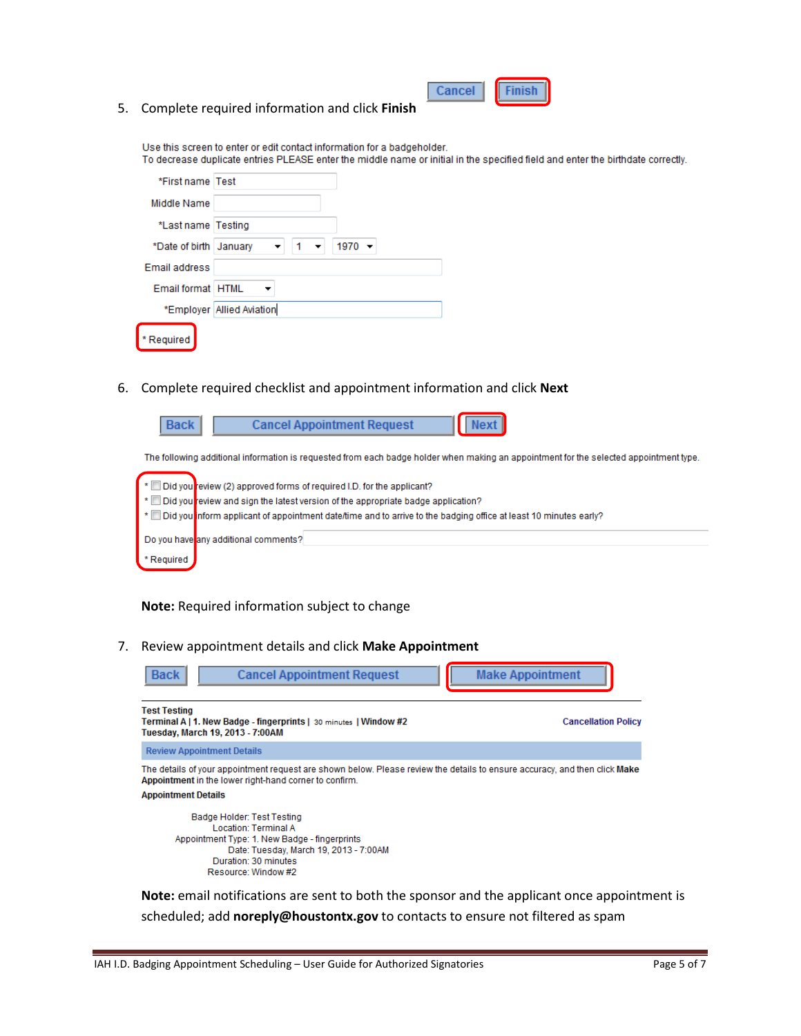5. Complete required information and click **Finish**

Cancel | Finish

Use this screen to enter or edit contact information for a badgeholder.
To decrease duplicate entries PLEASE enter the middle name or initial in the specified field and enter the birthdate correctly.

*First name: Test
Middle Name:
*Last name: Testing
*Date of birth: January 1 1970
Email address:
Email format: HTML
*Employer: Allied Aviation

* Required

6. Complete required checklist and appointment information and click **Next**

Back | Cancel Appointment Request | Next

The following additional information is requested from each badge holder when making an appointment for the selected appointment type.

* Did you review (2) approved forms of required I.D. for the applicant?
* Did you review and sign the latest version of the appropriate badge application?
* Did you inform applicant of appointment date/time and to arrive to the badging office at least 10 minutes early?

Do you have any additional comments?

* Required

**Note:** Required information subject to change

7. Review appointment details and click **Make Appointment**

Back | Cancel Appointment Request | Make Appointment

**Test Testing**
**Terminal A | 1. New Badge - fingerprints |** 30 minutes **| Window #2** — Cancellation Policy
**Tuesday, March 19, 2013 - 7:00AM**

Review Appointment Details

The details of your appointment request are shown below. Please review the details to ensure accuracy, and then click **Make Appointment** in the lower right-hand corner to confirm.

**Appointment Details**

Badge Holder: Test Testing
Location: Terminal A
Appointment Type: 1. New Badge - fingerprints
Date: Tuesday, March 19, 2013 - 7:00AM
Duration: 30 minutes
Resource: Window #2

**Note:** email notifications are sent to both the sponsor and the applicant once appointment is scheduled; add **noreply@houstontx.gov** to contacts to ensure not filtered as spam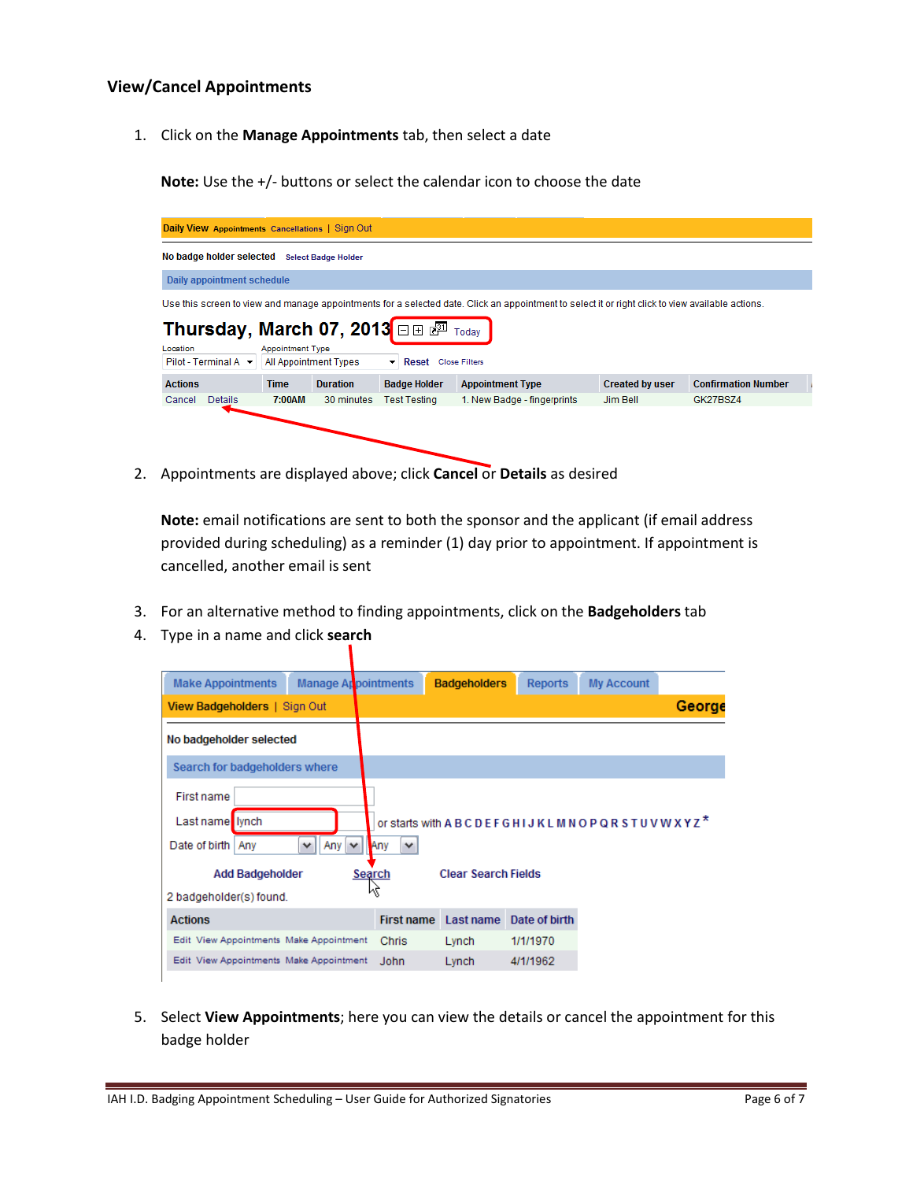## View/Cancel Appointments

1. Click on the **Manage Appointments** tab, then select a date

   **Note:** Use the +/- buttons or select the calendar icon to choose the date

2. Appointments are displayed above; click **Cancel** or **Details** as desired

   **Note:** email notifications are sent to both the sponsor and the applicant (if email address provided during scheduling) as a reminder (1) day prior to appointment. If appointment is cancelled, another email is sent

3. For an alternative method to finding appointments, click on the **Badgeholders** tab
4. Type in a name and click **search**
5. Select **View Appointments**; here you can view the details or cancel the appointment for this badge holder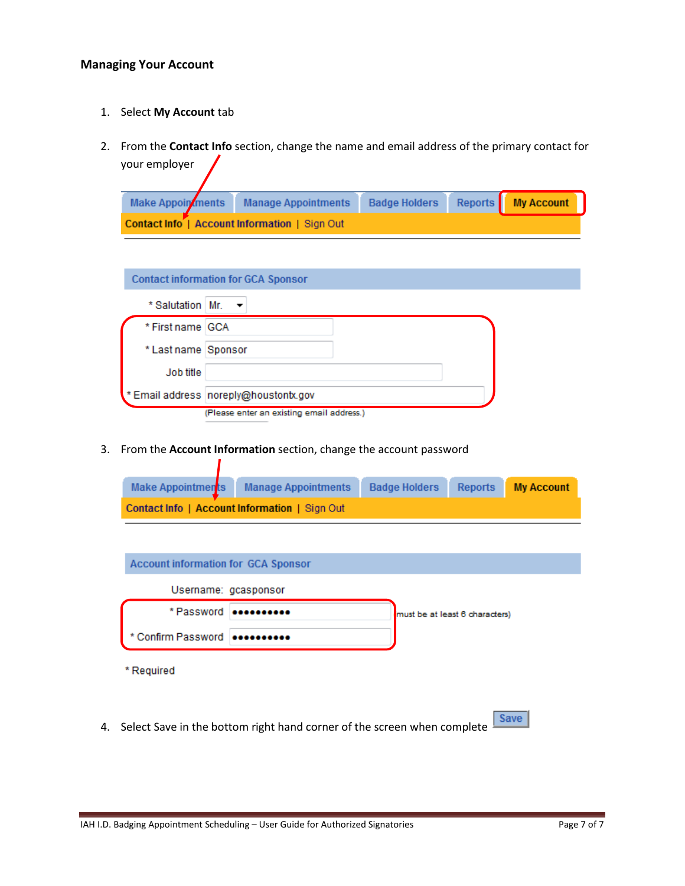## Managing Your Account

1. Select **My Account** tab

2. From the **Contact Info** section, change the name and email address of the primary contact for your employer

Make Appointments | Manage Appointments | Badge Holders | Reports | My Account

Contact Info | Account Information | Sign Out

Contact information for GCA Sponsor

* Salutation Mr.

* First name GCA

* Last name Sponsor

Job title

* Email address noreply@houstontx.gov

(Please enter an existing email address.)

3. From the **Account Information** section, change the account password

Make Appointments | Manage Appointments | Badge Holders | Reports | My Account

Contact Info | Account Information | Sign Out

Account information for GCA Sponsor

Username: gcasponsor

* Password •••••••••• must be at least 6 characters)

* Confirm Password ••••••••••

* Required

4. Select Save in the bottom right hand corner of the screen when complete Save